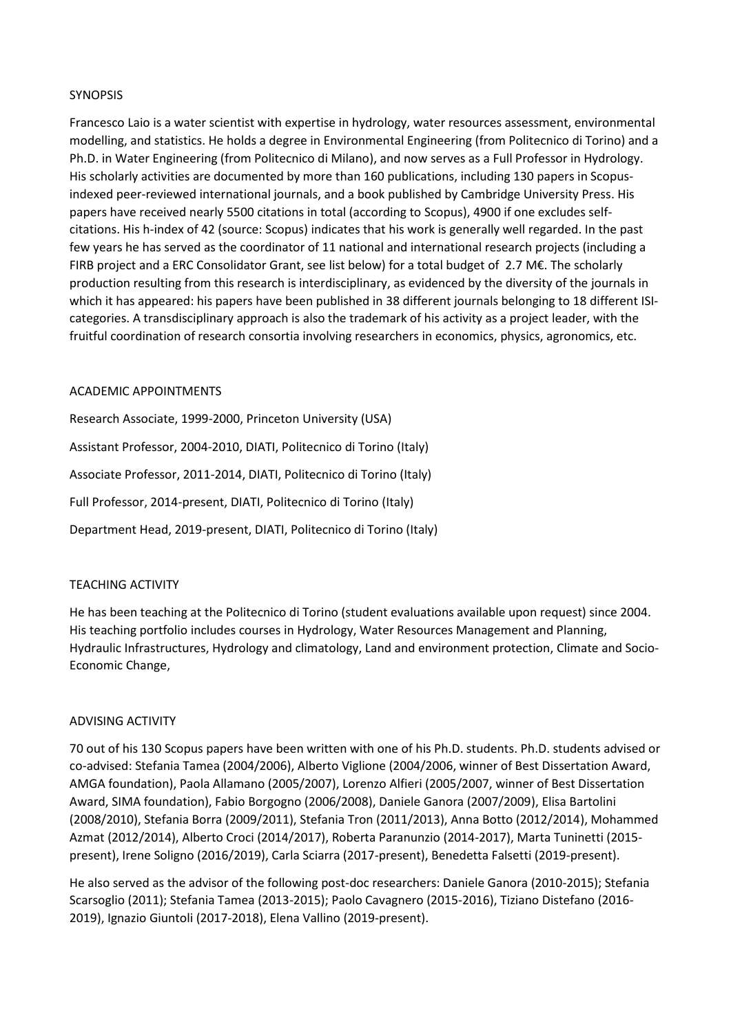## SYNOPSIS

Francesco Laio is a water scientist with expertise in hydrology, water resources assessment, environmental modelling, and statistics. He holds a degree in Environmental Engineering (from Politecnico di Torino) and a Ph.D. in Water Engineering (from Politecnico di Milano), and now serves as a Full Professor in Hydrology. His scholarly activities are documented by more than 160 publications, including 130 papers in Scopus-indexed peer-reviewed international journals, and a book published by Cambridge University Press. His papers have received nearly 5500 citations in total (according to Scopus), 4900 if one excludes self-citations. His h-index of 42 (source: Scopus) indicates that his work is generally well regarded. In the past few years he has served as the coordinator of 11 national and international research projects (including a FIRB project and a ERC Consolidator Grant, see list below) for a total budget of 2.7 M€. The scholarly production resulting from this research is interdisciplinary, as evidenced by the diversity of the journals in which it has appeared: his papers have been published in 38 different journals belonging to 18 different ISI-categories. A transdisciplinary approach is also the trademark of his activity as a project leader, with the fruitful coordination of research consortia involving researchers in economics, physics, agronomics, etc.

## ACADEMIC APPOINTMENTS

Research Associate, 1999-2000, Princeton University (USA)

Assistant Professor, 2004-2010, DIATI, Politecnico di Torino (Italy)

Associate Professor, 2011-2014, DIATI, Politecnico di Torino (Italy)

Full Professor, 2014-present, DIATI, Politecnico di Torino (Italy)

Department Head, 2019-present, DIATI, Politecnico di Torino (Italy)

## TEACHING ACTIVITY

He has been teaching at the Politecnico di Torino (student evaluations available upon request) since 2004. His teaching portfolio includes courses in Hydrology, Water Resources Management and Planning, Hydraulic Infrastructures, Hydrology and climatology, Land and environment protection, Climate and Socio-Economic Change,

## ADVISING ACTIVITY

70 out of his 130 Scopus papers have been written with one of his Ph.D. students. Ph.D. students advised or co-advised: Stefania Tamea (2004/2006), Alberto Viglione (2004/2006, winner of Best Dissertation Award, AMGA foundation), Paola Allamano (2005/2007), Lorenzo Alfieri (2005/2007, winner of Best Dissertation Award, SIMA foundation), Fabio Borgogno (2006/2008), Daniele Ganora (2007/2009), Elisa Bartolini (2008/2010), Stefania Borra (2009/2011), Stefania Tron (2011/2013), Anna Botto (2012/2014), Mohammed Azmat (2012/2014), Alberto Croci (2014/2017), Roberta Paranunzio (2014-2017), Marta Tuninetti (2015-present), Irene Soligno (2016/2019), Carla Sciarra (2017-present), Benedetta Falsetti (2019-present).

He also served as the advisor of the following post-doc researchers: Daniele Ganora (2010-2015); Stefania Scarsoglio (2011); Stefania Tamea (2013-2015); Paolo Cavagnero (2015-2016), Tiziano Distefano (2016-2019), Ignazio Giuntoli (2017-2018), Elena Vallino (2019-present).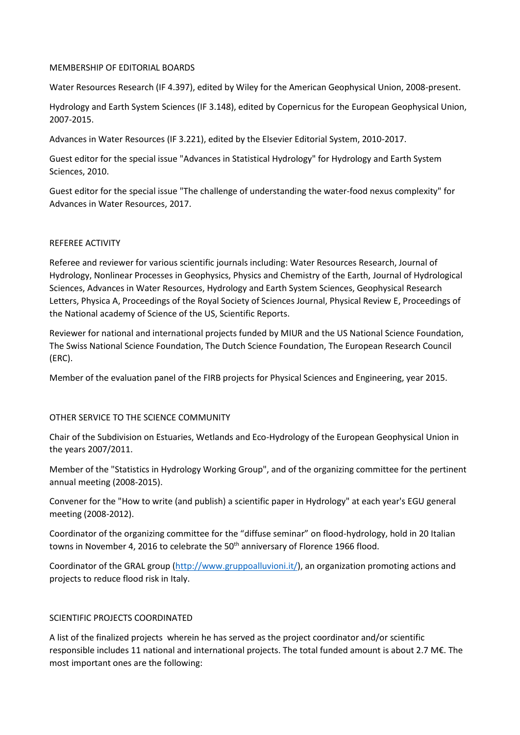## MEMBERSHIP OF EDITORIAL BOARDS

Water Resources Research (IF 4.397), edited by Wiley for the American Geophysical Union, 2008-present.

Hydrology and Earth System Sciences (IF 3.148), edited by Copernicus for the European Geophysical Union, 2007-2015.

Advances in Water Resources (IF 3.221), edited by the Elsevier Editorial System, 2010-2017.

Guest editor for the special issue "Advances in Statistical Hydrology" for Hydrology and Earth System Sciences, 2010.

Guest editor for the special issue "The challenge of understanding the water-food nexus complexity" for Advances in Water Resources, 2017.

## REFEREE ACTIVITY

Referee and reviewer for various scientific journals including: Water Resources Research, Journal of Hydrology, Nonlinear Processes in Geophysics, Physics and Chemistry of the Earth, Journal of Hydrological Sciences, Advances in Water Resources, Hydrology and Earth System Sciences, Geophysical Research Letters, Physica A, Proceedings of the Royal Society of Sciences Journal, Physical Review E, Proceedings of the National academy of Science of the US, Scientific Reports.

Reviewer for national and international projects funded by MIUR and the US National Science Foundation, The Swiss National Science Foundation, The Dutch Science Foundation, The European Research Council (ERC).

Member of the evaluation panel of the FIRB projects for Physical Sciences and Engineering, year 2015.

## OTHER SERVICE TO THE SCIENCE COMMUNITY

Chair of the Subdivision on Estuaries, Wetlands and Eco-Hydrology of the European Geophysical Union in the years 2007/2011.

Member of the "Statistics in Hydrology Working Group", and of the organizing committee for the pertinent annual meeting (2008-2015).

Convener for the "How to write (and publish) a scientific paper in Hydrology" at each year's EGU general meeting (2008-2012).

Coordinator of the organizing committee for the "diffuse seminar" on flood-hydrology, hold in 20 Italian towns in November 4, 2016 to celebrate the 50th anniversary of Florence 1966 flood.

Coordinator of the GRAL group (http://www.gruppoalluvioni.it/), an organization promoting actions and projects to reduce flood risk in Italy.

## SCIENTIFIC PROJECTS COORDINATED

A list of the finalized projects wherein he has served as the project coordinator and/or scientific responsible includes 11 national and international projects. The total funded amount is about 2.7 M€. The most important ones are the following: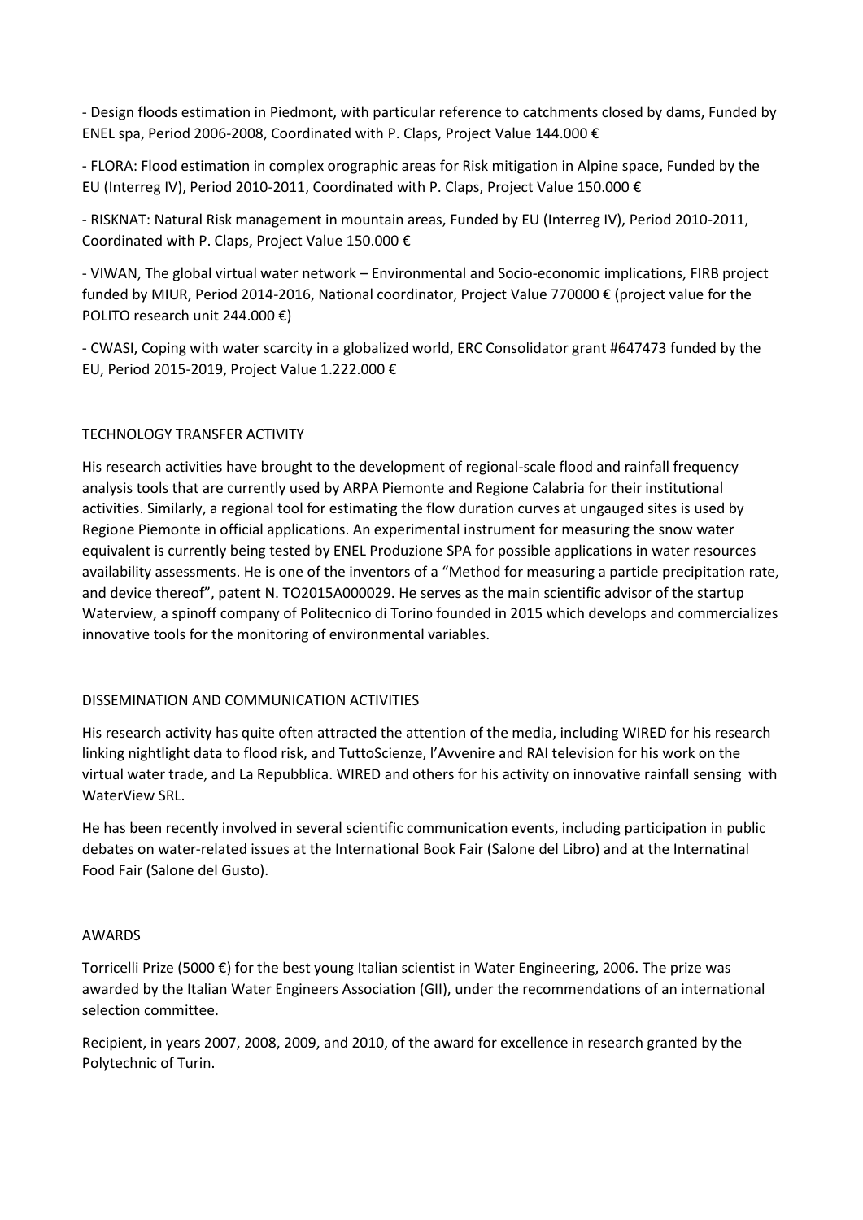- Design floods estimation in Piedmont, with particular reference to catchments closed by dams, Funded by ENEL spa, Period 2006-2008, Coordinated with P. Claps, Project Value 144.000 €

- FLORA: Flood estimation in complex orographic areas for Risk mitigation in Alpine space, Funded by the EU (Interreg IV), Period 2010-2011, Coordinated with P. Claps, Project Value 150.000 €

- RISKNAT: Natural Risk management in mountain areas, Funded by EU (Interreg IV), Period 2010-2011, Coordinated with P. Claps, Project Value 150.000 €

- VIWAN, The global virtual water network – Environmental and Socio-economic implications, FIRB project funded by MIUR, Period 2014-2016, National coordinator, Project Value 770000 € (project value for the POLITO research unit 244.000 €)

- CWASI, Coping with water scarcity in a globalized world, ERC Consolidator grant #647473 funded by the EU, Period 2015-2019, Project Value 1.222.000 €

## TECHNOLOGY TRANSFER ACTIVITY

His research activities have brought to the development of regional-scale flood and rainfall frequency analysis tools that are currently used by ARPA Piemonte and Regione Calabria for their institutional activities. Similarly, a regional tool for estimating the flow duration curves at ungauged sites is used by Regione Piemonte in official applications. An experimental instrument for measuring the snow water equivalent is currently being tested by ENEL Produzione SPA for possible applications in water resources availability assessments. He is one of the inventors of a "Method for measuring a particle precipitation rate, and device thereof", patent N. TO2015A000029. He serves as the main scientific advisor of the startup Waterview, a spinoff company of Politecnico di Torino founded in 2015 which develops and commercializes innovative tools for the monitoring of environmental variables.

## DISSEMINATION AND COMMUNICATION ACTIVITIES

His research activity has quite often attracted the attention of the media, including WIRED for his research linking nightlight data to flood risk, and TuttoScienze, l'Avvenire and RAI television for his work on the virtual water trade, and La Repubblica. WIRED and others for his activity on innovative rainfall sensing with WaterView SRL.

He has been recently involved in several scientific communication events, including participation in public debates on water-related issues at the International Book Fair (Salone del Libro) and at the Internatinal Food Fair (Salone del Gusto).

## AWARDS

Torricelli Prize (5000 €) for the best young Italian scientist in Water Engineering, 2006. The prize was awarded by the Italian Water Engineers Association (GII), under the recommendations of an international selection committee.

Recipient, in years 2007, 2008, 2009, and 2010, of the award for excellence in research granted by the Polytechnic of Turin.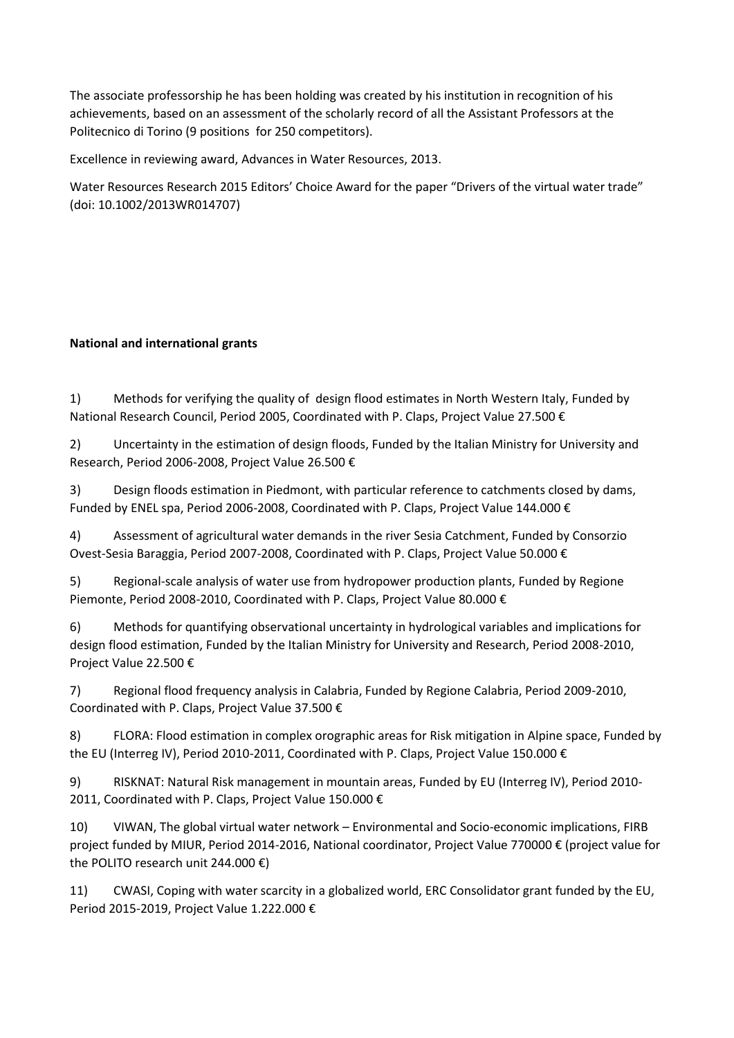The associate professorship he has been holding was created by his institution in recognition of his achievements, based on an assessment of the scholarly record of all the Assistant Professors at the Politecnico di Torino (9 positions for 250 competitors).

Excellence in reviewing award, Advances in Water Resources, 2013.

Water Resources Research 2015 Editors' Choice Award for the paper "Drivers of the virtual water trade" (doi: 10.1002/2013WR014707)

**National and international grants**

1) Methods for verifying the quality of design flood estimates in North Western Italy, Funded by National Research Council, Period 2005, Coordinated with P. Claps, Project Value 27.500 €

2) Uncertainty in the estimation of design floods, Funded by the Italian Ministry for University and Research, Period 2006-2008, Project Value 26.500 €

3) Design floods estimation in Piedmont, with particular reference to catchments closed by dams, Funded by ENEL spa, Period 2006-2008, Coordinated with P. Claps, Project Value 144.000 €

4) Assessment of agricultural water demands in the river Sesia Catchment, Funded by Consorzio Ovest-Sesia Baraggia, Period 2007-2008, Coordinated with P. Claps, Project Value 50.000 €

5) Regional-scale analysis of water use from hydropower production plants, Funded by Regione Piemonte, Period 2008-2010, Coordinated with P. Claps, Project Value 80.000 €

6) Methods for quantifying observational uncertainty in hydrological variables and implications for design flood estimation, Funded by the Italian Ministry for University and Research, Period 2008-2010, Project Value 22.500 €

7) Regional flood frequency analysis in Calabria, Funded by Regione Calabria, Period 2009-2010, Coordinated with P. Claps, Project Value 37.500 €

8) FLORA: Flood estimation in complex orographic areas for Risk mitigation in Alpine space, Funded by the EU (Interreg IV), Period 2010-2011, Coordinated with P. Claps, Project Value 150.000 €

9) RISKNAT: Natural Risk management in mountain areas, Funded by EU (Interreg IV), Period 2010-2011, Coordinated with P. Claps, Project Value 150.000 €

10) VIWAN, The global virtual water network – Environmental and Socio-economic implications, FIRB project funded by MIUR, Period 2014-2016, National coordinator, Project Value 770000 € (project value for the POLITO research unit 244.000 €)

11) CWASI, Coping with water scarcity in a globalized world, ERC Consolidator grant funded by the EU, Period 2015-2019, Project Value 1.222.000 €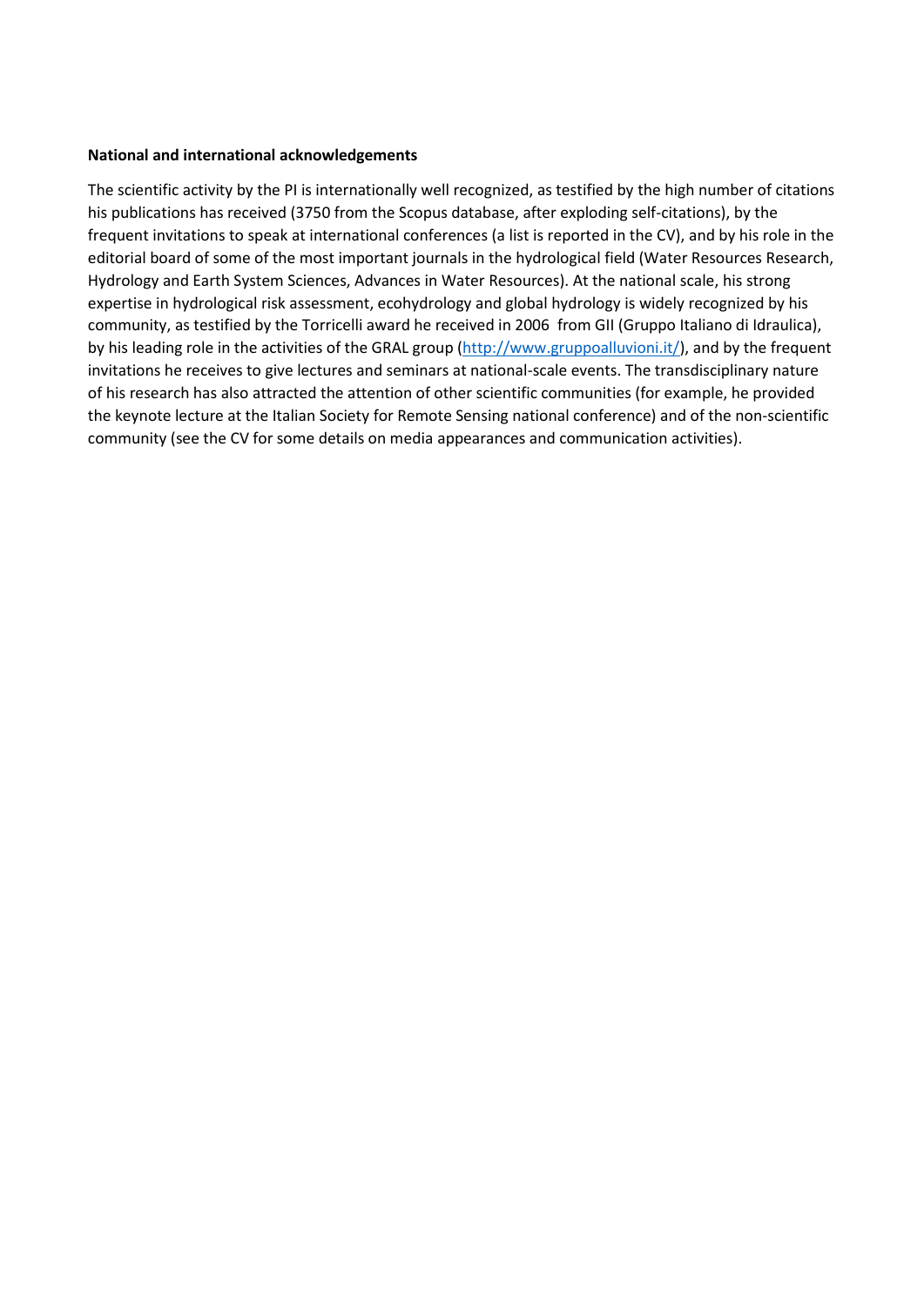**National and international acknowledgements**

The scientific activity by the PI is internationally well recognized, as testified by the high number of citations his publications has received (3750 from the Scopus database, after exploding self-citations), by the frequent invitations to speak at international conferences (a list is reported in the CV), and by his role in the editorial board of some of the most important journals in the hydrological field (Water Resources Research, Hydrology and Earth System Sciences, Advances in Water Resources). At the national scale, his strong expertise in hydrological risk assessment, ecohydrology and global hydrology is widely recognized by his community, as testified by the Torricelli award he received in 2006 from GII (Gruppo Italiano di Idraulica), by his leading role in the activities of the GRAL group (http://www.gruppoalluvioni.it/), and by the frequent invitations he receives to give lectures and seminars at national-scale events. The transdisciplinary nature of his research has also attracted the attention of other scientific communities (for example, he provided the keynote lecture at the Italian Society for Remote Sensing national conference) and of the non-scientific community (see the CV for some details on media appearances and communication activities).